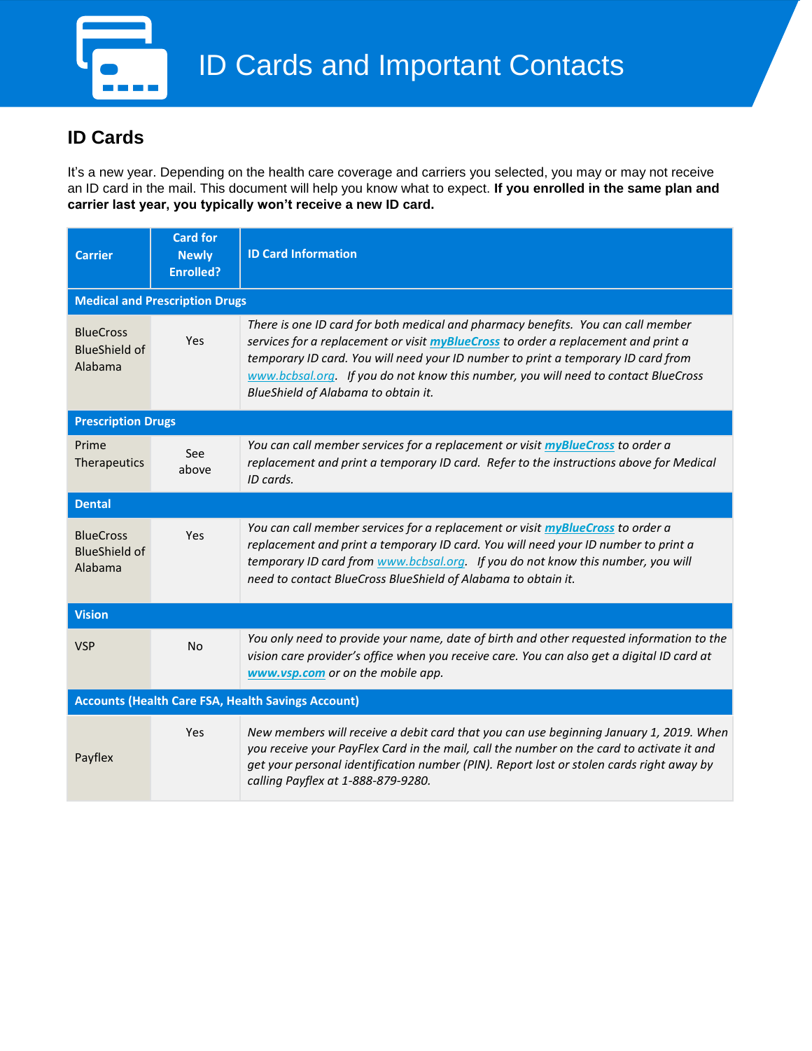# ID Cards and Important Contacts

## ID Cards

It's a new year. Depending on the health care coverage and carriers you selected, you may or may not receive an ID card in the mail. This document will help you know what to expect. **If you enrolled in the same plan and carrier last year, you typically won't receive a new ID card.**

| Carrier | Card for Newly Enrolled? | ID Card Information |
|---|---|---|
| **Medical and Prescription Drugs** | | |
| BlueCross BlueShield of Alabama | Yes | *There is one ID card for both medical and pharmacy benefits. You can call member services for a replacement or visit **myBlueCross** to order a replacement and print a temporary ID card. You will need your ID number to print a temporary ID card from www.bcbsal.org. If you do not know this number, you will need to contact BlueCross BlueShield of Alabama to obtain it.* |
| **Prescription Drugs** | | |
| Prime Therapeutics | See above | *You can call member services for a replacement or visit **myBlueCross** to order a replacement and print a temporary ID card. Refer to the instructions above for Medical ID cards.* |
| **Dental** | | |
| BlueCross BlueShield of Alabama | Yes | *You can call member services for a replacement or visit **myBlueCross** to order a replacement and print a temporary ID card. You will need your ID number to print a temporary ID card from www.bcbsal.org. If you do not know this number, you will need to contact BlueCross BlueShield of Alabama to obtain it.* |
| **Vision** | | |
| VSP | No | *You only need to provide your name, date of birth and other requested information to the vision care provider's office when you receive care. You can also get a digital ID card at **www.vsp.com** or on the mobile app.* |
| **Accounts (Health Care FSA, Health Savings Account)** | | |
| Payflex | Yes | *New members will receive a debit card that you can use beginning January 1, 2019. When you receive your PayFlex Card in the mail, call the number on the card to activate it and get your personal identification number (PIN). Report lost or stolen cards right away by calling Payflex at 1-888-879-9280.* |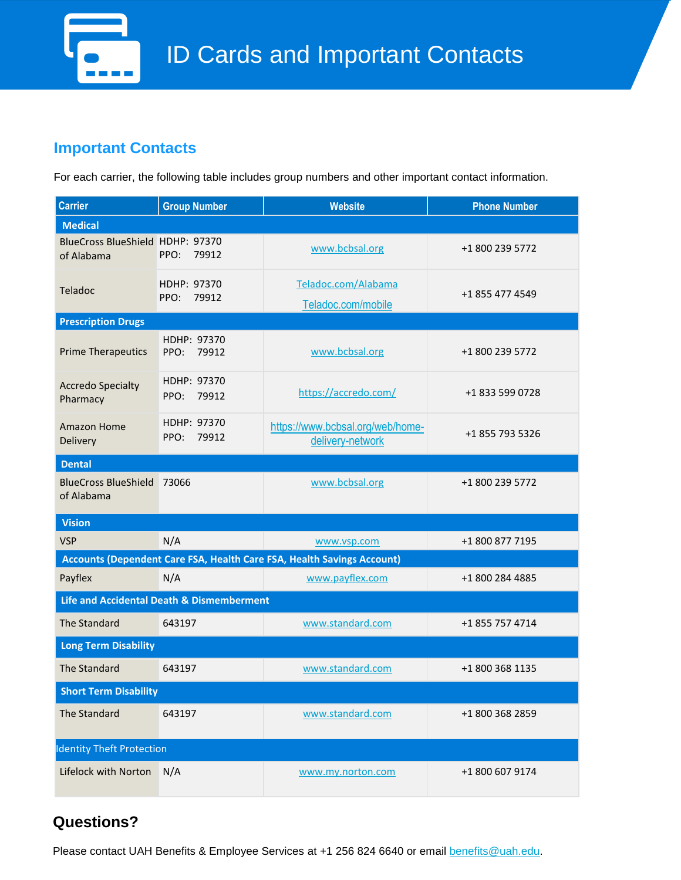# ID Cards and Important Contacts

## Important Contacts

For each carrier, the following table includes group numbers and other important contact information.

| Carrier | Group Number | Website | Phone Number |
|---|---|---|---|
| **Medical** | | | |
| BlueCross BlueShield of Alabama | HDHP: 97370<br>PPO: 79912 | www.bcbsal.org | +1 800 239 5772 |
| Teladoc | HDHP: 97370<br>PPO: 79912 | Teladoc.com/Alabama<br>Teladoc.com/mobile | +1 855 477 4549 |
| **Prescription Drugs** | | | |
| Prime Therapeutics | HDHP: 97370<br>PPO: 79912 | www.bcbsal.org | +1 800 239 5772 |
| Accredo Specialty Pharmacy | HDHP: 97370<br>PPO: 79912 | https://accredo.com/ | +1 833 599 0728 |
| Amazon Home Delivery | HDHP: 97370<br>PPO: 79912 | https://www.bcbsal.org/web/home-delivery-network | +1 855 793 5326 |
| **Dental** | | | |
| BlueCross BlueShield of Alabama | 73066 | www.bcbsal.org | +1 800 239 5772 |
| **Vision** | | | |
| VSP | N/A | www.vsp.com | +1 800 877 7195 |
| **Accounts (Dependent Care FSA, Health Care FSA, Health Savings Account)** | | | |
| Payflex | N/A | www.payflex.com | +1 800 284 4885 |
| **Life and Accidental Death & Dismemberment** | | | |
| The Standard | 643197 | www.standard.com | +1 855 757 4714 |
| **Long Term Disability** | | | |
| The Standard | 643197 | www.standard.com | +1 800 368 1135 |
| **Short Term Disability** | | | |
| The Standard | 643197 | www.standard.com | +1 800 368 2859 |
| Identity Theft Protection | | | |
| Lifelock with Norton | N/A | www.my.norton.com | +1 800 607 9174 |

## Questions?

Please contact UAH Benefits & Employee Services at +1 256 824 6640 or email benefits@uah.edu.